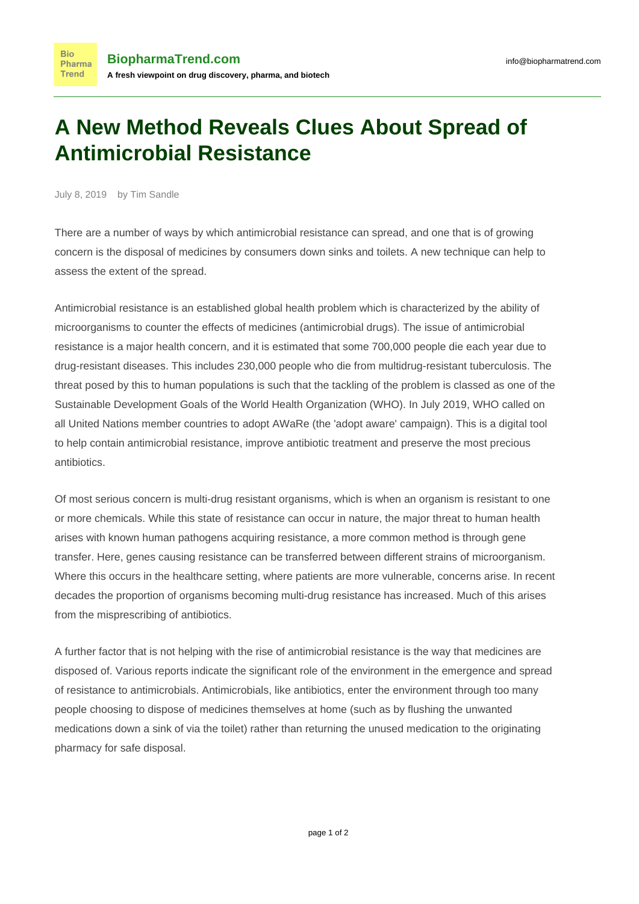# A New Method Reveals Clues About Spread of Antimicrobial Resistance

July 8, 2019 by Tim Sandle

There are a number of ways by which antimicrobial resistance can spread, and one that is of growing concern is the disposal of medicines by consumers down sinks and toilets. A new technique can help to assess the extent of the spread.

Antimicrobial resistance is an established global health problem which is characterized by the ability of microorganisms to counter the effects of medicines (antimicrobial drugs). The issue of antimicrobial resistance is a major health concern, and it is estimated that some 700,000 people die each year due to drug-resistant diseases. This includes 230,000 people who die from multidrug-resistant tuberculosis. The threat posed by this to human populations is such that the tackling of the problem is classed as one of the Sustainable Development Goals of the World Health Organization (WHO). In July 2019, WHO called on all United Nations member countries to adopt AWaRe (the 'adopt aware' campaign). This is a digital tool to help contain antimicrobial resistance, improve antibiotic treatment and preserve the most precious antibiotics.

Of most serious concern is multi-drug resistant organisms, which is when an organism is resistant to one or more chemicals. While this state of resistance can occur in nature, the major threat to human health arises with known human pathogens acquiring resistance, a more common method is through gene transfer. Here, genes causing resistance can be transferred between different strains of microorganism. Where this occurs in the healthcare setting, where patients are more vulnerable, concerns arise. In recent decades the proportion of organisms becoming multi-drug resistance has increased. Much of this arises from the misprescribing of antibiotics.

A further factor that is not helping with the rise of antimicrobial resistance is the way that medicines are disposed of. Various reports indicate the significant role of the environment in the emergence and spread of resistance to antimicrobials. Antimicrobials, like antibiotics, enter the environment through too many people choosing to dispose of medicines themselves at home (such as by flushing the unwanted medications down a sink of via the toilet) rather than returning the unused medication to the originating pharmacy for safe disposal.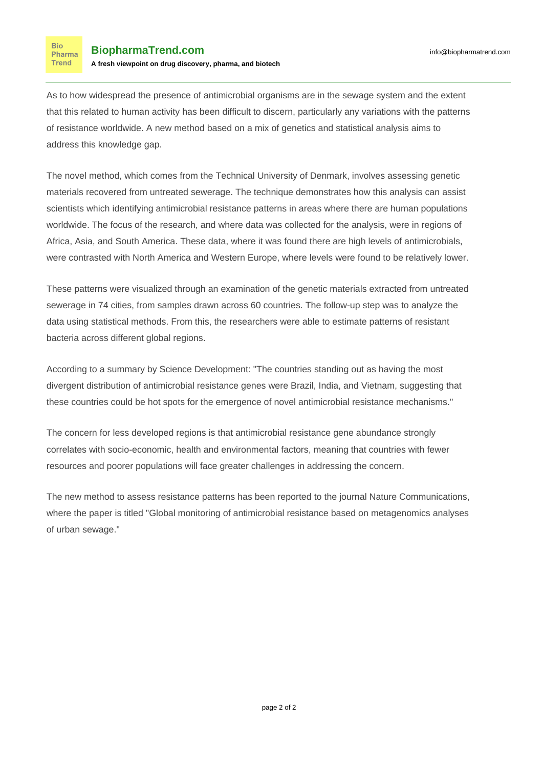As to how widespread the presence of antimicrobial organisms are in the sewage system and the extent that this related to human activity has been difficult to discern, particularly any variations with the patterns of resistance worldwide. A new method based on a mix of genetics and statistical analysis aims to address this knowledge gap.

The novel method, which comes from the Technical University of Denmark, involves assessing genetic materials recovered from untreated sewerage. The technique demonstrates how this analysis can assist scientists which identifying antimicrobial resistance patterns in areas where there are human populations worldwide. The focus of the research, and where data was collected for the analysis, were in regions of Africa, Asia, and South America. These data, where it was found there are high levels of antimicrobials, were contrasted with North America and Western Europe, where levels were found to be relatively lower.

These patterns were visualized through an examination of the genetic materials extracted from untreated sewerage in 74 cities, from samples drawn across 60 countries. The follow-up step was to analyze the data using statistical methods. From this, the researchers were able to estimate patterns of resistant bacteria across different global regions.

According to a summary by Science Development: "The countries standing out as having the most divergent distribution of antimicrobial resistance genes were Brazil, India, and Vietnam, suggesting that these countries could be hot spots for the emergence of novel antimicrobial resistance mechanisms."

The concern for less developed regions is that antimicrobial resistance gene abundance strongly correlates with socio-economic, health and environmental factors, meaning that countries with fewer resources and poorer populations will face greater challenges in addressing the concern.

The new method to assess resistance patterns has been reported to the journal Nature Communications, where the paper is titled "Global monitoring of antimicrobial resistance based on metagenomics analyses of urban sewage."